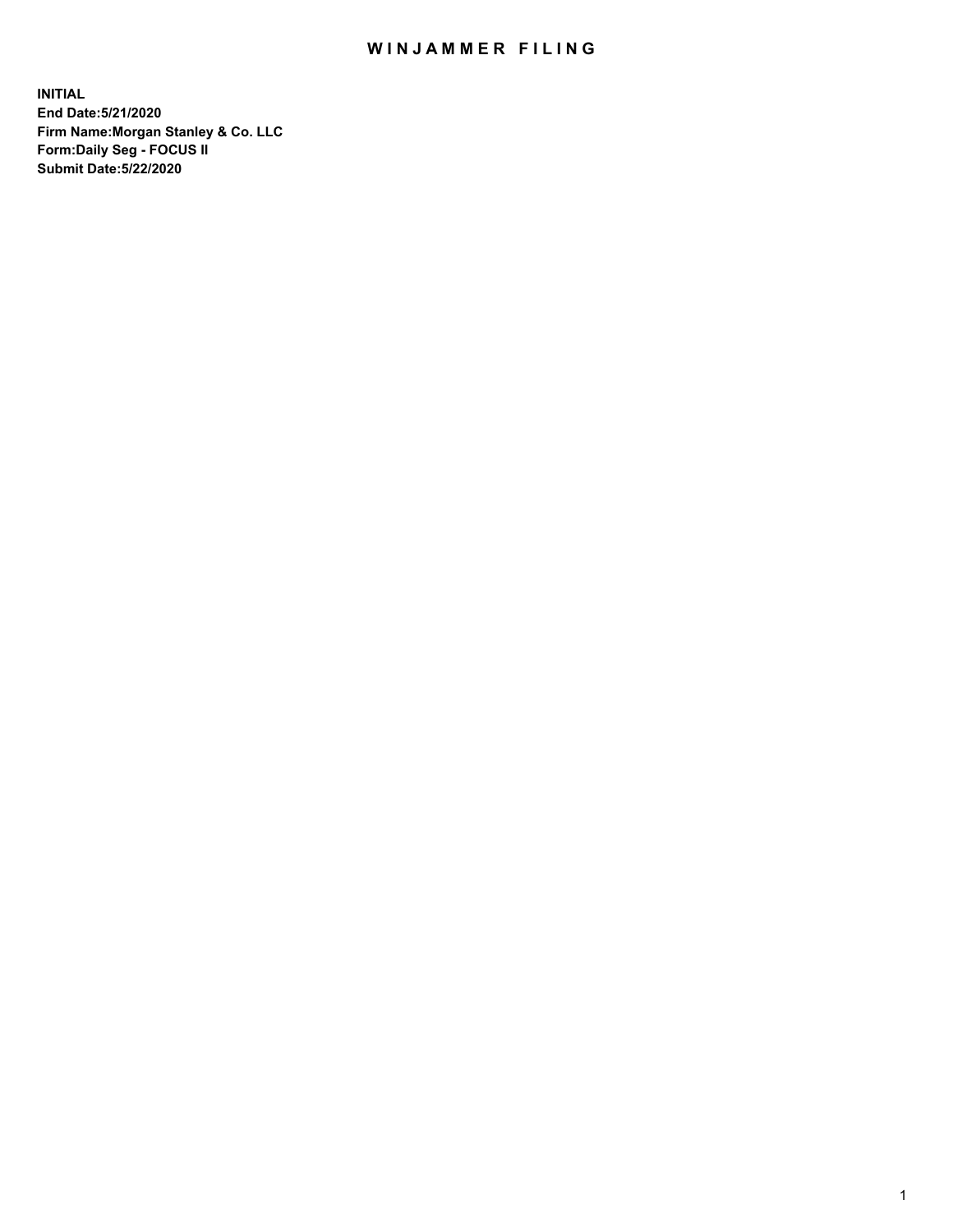# WINJAMMER FILING

**INITIAL**
**End Date:5/21/2020**
**Firm Name:Morgan Stanley & Co. LLC**
**Form:Daily Seg - FOCUS II**
**Submit Date:5/22/2020**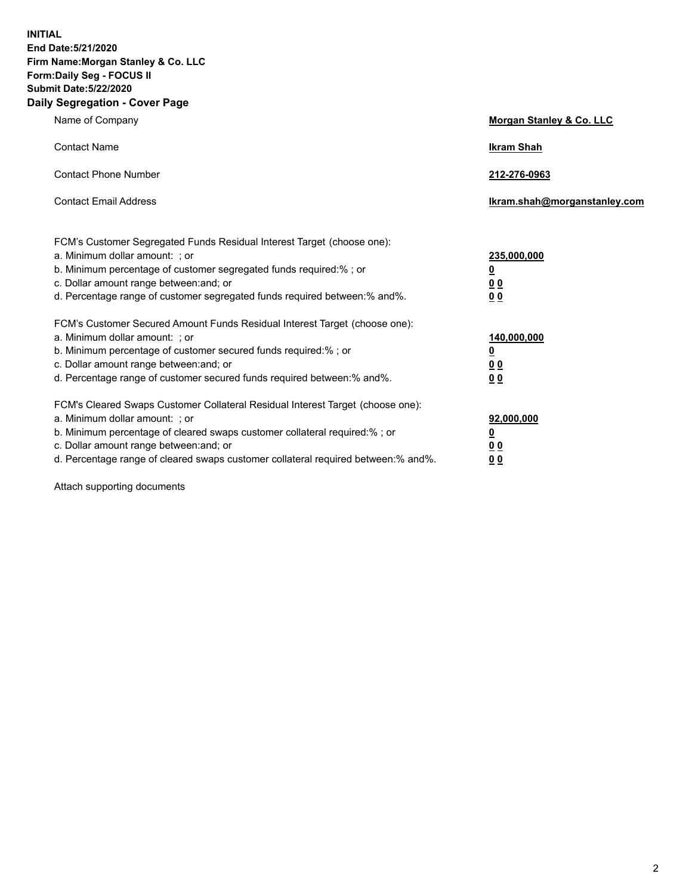**INITIAL**
**End Date:5/21/2020**
**Firm Name:Morgan Stanley & Co. LLC**
**Form:Daily Seg - FOCUS II**
**Submit Date:5/22/2020**

## Daily Segregation - Cover Page

| | |
|---|---|
| Name of Company | **Morgan Stanley & Co. LLC** |
| Contact Name | **Ikram Shah** |
| Contact Phone Number | **212-276-0963** |
| Contact Email Address | **Ikram.shah@morganstanley.com** |

| | |
|---|---|
| FCM's Customer Segregated Funds Residual Interest Target (choose one): | |
| a. Minimum dollar amount: ; or | **235,000,000** |
| b. Minimum percentage of customer segregated funds required:% ; or | **0** |
| c. Dollar amount range between:and; or | **0 0** |
| d. Percentage range of customer segregated funds required between:% and%. | **0 0** |
| FCM's Customer Secured Amount Funds Residual Interest Target (choose one): | |
| a. Minimum dollar amount: ; or | **140,000,000** |
| b. Minimum percentage of customer secured funds required:% ; or | **0** |
| c. Dollar amount range between:and; or | **0 0** |
| d. Percentage range of customer secured funds required between:% and%. | **0 0** |
| FCM's Cleared Swaps Customer Collateral Residual Interest Target (choose one): | |
| a. Minimum dollar amount: ; or | **92,000,000** |
| b. Minimum percentage of cleared swaps customer collateral required:% ; or | **0** |
| c. Dollar amount range between:and; or | **0 0** |
| d. Percentage range of cleared swaps customer collateral required between:% and%. | **0 0** |

Attach supporting documents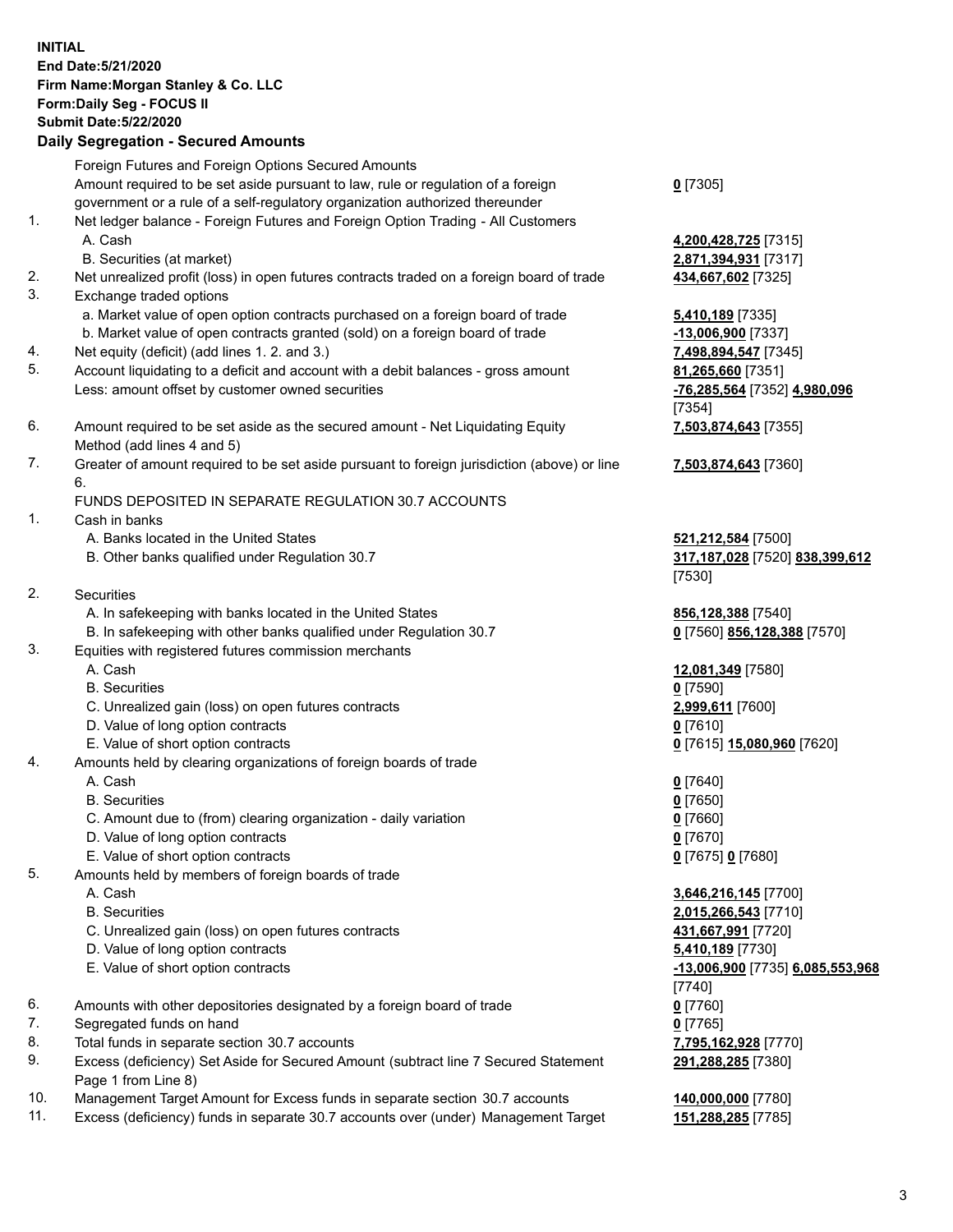**INITIAL**
**End Date:5/21/2020**
**Firm Name:Morgan Stanley & Co. LLC**
**Form:Daily Seg - FOCUS II**
**Submit Date:5/22/2020**

## Daily Segregation - Secured Amounts

| | | |
|---|---|---|
| | Foreign Futures and Foreign Options Secured Amounts | |
| | Amount required to be set aside pursuant to law, rule or regulation of a foreign government or a rule of a self-regulatory organization authorized thereunder | **0** [7305] |
| 1. | Net ledger balance - Foreign Futures and Foreign Option Trading - All Customers | |
| | A. Cash | **4,200,428,725** [7315] |
| | B. Securities (at market) | **2,871,394,931** [7317] |
| 2. | Net unrealized profit (loss) in open futures contracts traded on a foreign board of trade | **434,667,602** [7325] |
| 3. | Exchange traded options | |
| | a. Market value of open option contracts purchased on a foreign board of trade | **5,410,189** [7335] |
| | b. Market value of open contracts granted (sold) on a foreign board of trade | **-13,006,900** [7337] |
| 4. | Net equity (deficit) (add lines 1. 2. and 3.) | **7,498,894,547** [7345] |
| 5. | Account liquidating to a deficit and account with a debit balances - gross amount | **81,265,660** [7351] |
| | Less: amount offset by customer owned securities | **-76,285,564** [7352] **4,980,096** [7354] |
| 6. | Amount required to be set aside as the secured amount - Net Liquidating Equity Method (add lines 4 and 5) | **7,503,874,643** [7355] |
| 7. | Greater of amount required to be set aside pursuant to foreign jurisdiction (above) or line 6. | **7,503,874,643** [7360] |
| | FUNDS DEPOSITED IN SEPARATE REGULATION 30.7 ACCOUNTS | |
| 1. | Cash in banks | |
| | A. Banks located in the United States | **521,212,584** [7500] |
| | B. Other banks qualified under Regulation 30.7 | **317,187,028** [7520] **838,399,612** [7530] |
| 2. | Securities | |
| | A. In safekeeping with banks located in the United States | **856,128,388** [7540] |
| | B. In safekeeping with other banks qualified under Regulation 30.7 | **0** [7560] **856,128,388** [7570] |
| 3. | Equities with registered futures commission merchants | |
| | A. Cash | **12,081,349** [7580] |
| | B. Securities | **0** [7590] |
| | C. Unrealized gain (loss) on open futures contracts | **2,999,611** [7600] |
| | D. Value of long option contracts | **0** [7610] |
| | E. Value of short option contracts | **0** [7615] **15,080,960** [7620] |
| 4. | Amounts held by clearing organizations of foreign boards of trade | |
| | A. Cash | **0** [7640] |
| | B. Securities | **0** [7650] |
| | C. Amount due to (from) clearing organization - daily variation | **0** [7660] |
| | D. Value of long option contracts | **0** [7670] |
| | E. Value of short option contracts | **0** [7675] **0** [7680] |
| 5. | Amounts held by members of foreign boards of trade | |
| | A. Cash | **3,646,216,145** [7700] |
| | B. Securities | **2,015,266,543** [7710] |
| | C. Unrealized gain (loss) on open futures contracts | **431,667,991** [7720] |
| | D. Value of long option contracts | **5,410,189** [7730] |
| | E. Value of short option contracts | **-13,006,900** [7735] **6,085,553,968** [7740] |
| 6. | Amounts with other depositories designated by a foreign board of trade | **0** [7760] |
| 7. | Segregated funds on hand | **0** [7765] |
| 8. | Total funds in separate section 30.7 accounts | **7,795,162,928** [7770] |
| 9. | Excess (deficiency) Set Aside for Secured Amount (subtract line 7 Secured Statement Page 1 from Line 8) | **291,288,285** [7380] |
| 10. | Management Target Amount for Excess funds in separate section 30.7 accounts | **140,000,000** [7780] |
| 11. | Excess (deficiency) funds in separate 30.7 accounts over (under) Management Target | **151,288,285** [7785] |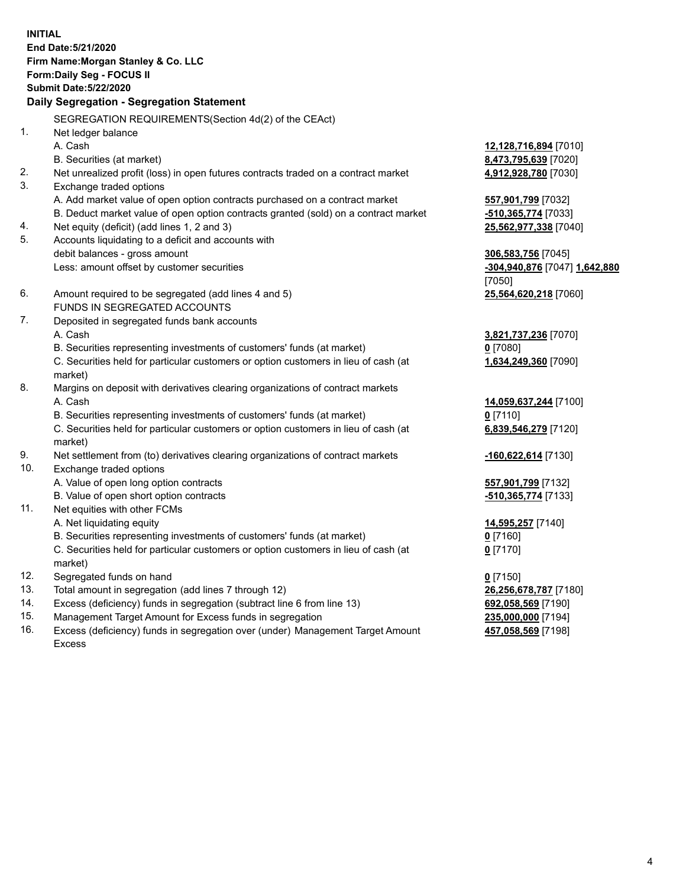**INITIAL**
**End Date:5/21/2020**
**Firm Name:Morgan Stanley & Co. LLC**
**Form:Daily Seg - FOCUS II**
**Submit Date:5/22/2020**

## Daily Segregation - Segregation Statement

SEGREGATION REQUIREMENTS(Section 4d(2) of the CEAct)

| | | |
|---|---|---|
| 1. | Net ledger balance | |
| | A. Cash | **12,128,716,894** [7010] |
| | B. Securities (at market) | **8,473,795,639** [7020] |
| 2. | Net unrealized profit (loss) in open futures contracts traded on a contract market | **4,912,928,780** [7030] |
| 3. | Exchange traded options | |
| | A. Add market value of open option contracts purchased on a contract market | **557,901,799** [7032] |
| | B. Deduct market value of open option contracts granted (sold) on a contract market | **-510,365,774** [7033] |
| 4. | Net equity (deficit) (add lines 1, 2 and 3) | **25,562,977,338** [7040] |
| 5. | Accounts liquidating to a deficit and accounts with debit balances - gross amount | **306,583,756** [7045] |
| | Less: amount offset by customer securities | **-304,940,876** [7047] **1,642,880** [7050] |
| 6. | Amount required to be segregated (add lines 4 and 5) | **25,564,620,218** [7060] |
| | FUNDS IN SEGREGATED ACCOUNTS | |
| 7. | Deposited in segregated funds bank accounts | |
| | A. Cash | **3,821,737,236** [7070] |
| | B. Securities representing investments of customers' funds (at market) | **0** [7080] |
| | C. Securities held for particular customers or option customers in lieu of cash (at market) | **1,634,249,360** [7090] |
| 8. | Margins on deposit with derivatives clearing organizations of contract markets | |
| | A. Cash | **14,059,637,244** [7100] |
| | B. Securities representing investments of customers' funds (at market) | **0** [7110] |
| | C. Securities held for particular customers or option customers in lieu of cash (at market) | **6,839,546,279** [7120] |
| 9. | Net settlement from (to) derivatives clearing organizations of contract markets | **-160,622,614** [7130] |
| 10. | Exchange traded options | |
| | A. Value of open long option contracts | **557,901,799** [7132] |
| | B. Value of open short option contracts | **-510,365,774** [7133] |
| 11. | Net equities with other FCMs | |
| | A. Net liquidating equity | **14,595,257** [7140] |
| | B. Securities representing investments of customers' funds (at market) | **0** [7160] |
| | C. Securities held for particular customers or option customers in lieu of cash (at market) | **0** [7170] |
| 12. | Segregated funds on hand | **0** [7150] |
| 13. | Total amount in segregation (add lines 7 through 12) | **26,256,678,787** [7180] |
| 14. | Excess (deficiency) funds in segregation (subtract line 6 from line 13) | **692,058,569** [7190] |
| 15. | Management Target Amount for Excess funds in segregation | **235,000,000** [7194] |
| 16. | Excess (deficiency) funds in segregation over (under) Management Target Amount Excess | **457,058,569** [7198] |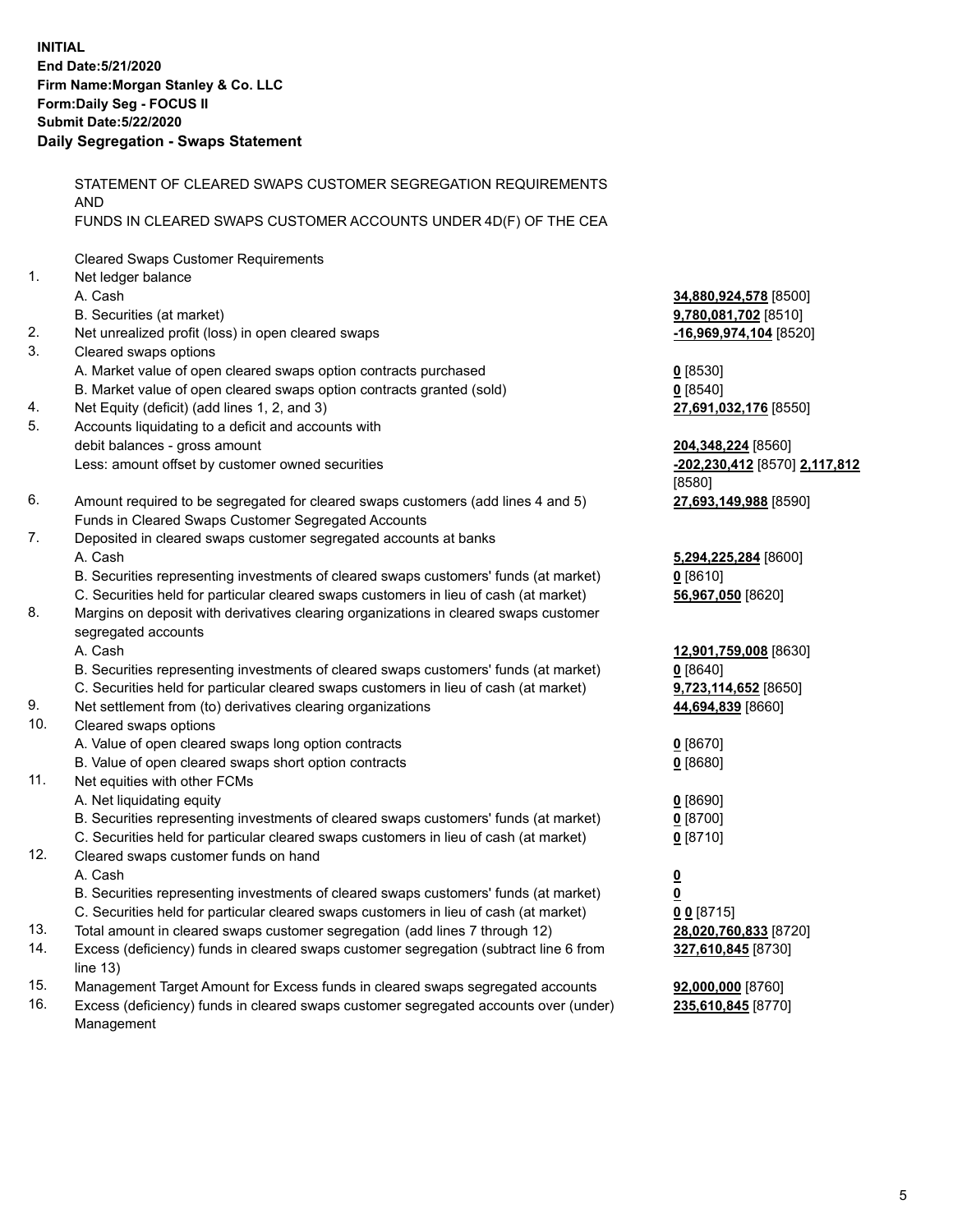**INITIAL**
**End Date:5/21/2020**
**Firm Name:Morgan Stanley & Co. LLC**
**Form:Daily Seg - FOCUS II**
**Submit Date:5/22/2020**
**Daily Segregation - Swaps Statement**

STATEMENT OF CLEARED SWAPS CUSTOMER SEGREGATION REQUIREMENTS AND FUNDS IN CLEARED SWAPS CUSTOMER ACCOUNTS UNDER 4D(F) OF THE CEA

| | | |
|---|---|---|
| | Cleared Swaps Customer Requirements | |
| 1. | Net ledger balance | |
| | A. Cash | **34,880,924,578** [8500] |
| | B. Securities (at market) | **9,780,081,702** [8510] |
| 2. | Net unrealized profit (loss) in open cleared swaps | **-16,969,974,104** [8520] |
| 3. | Cleared swaps options | |
| | A. Market value of open cleared swaps option contracts purchased | **0** [8530] |
| | B. Market value of open cleared swaps option contracts granted (sold) | **0** [8540] |
| 4. | Net Equity (deficit) (add lines 1, 2, and 3) | **27,691,032,176** [8550] |
| 5. | Accounts liquidating to a deficit and accounts with debit balances - gross amount | **204,348,224** [8560] |
| | Less: amount offset by customer owned securities | **-202,230,412** [8570] **2,117,812** [8580] |
| 6. | Amount required to be segregated for cleared swaps customers (add lines 4 and 5) | **27,693,149,988** [8590] |
| | Funds in Cleared Swaps Customer Segregated Accounts | |
| 7. | Deposited in cleared swaps customer segregated accounts at banks | |
| | A. Cash | **5,294,225,284** [8600] |
| | B. Securities representing investments of cleared swaps customers' funds (at market) | **0** [8610] |
| | C. Securities held for particular cleared swaps customers in lieu of cash (at market) | **56,967,050** [8620] |
| 8. | Margins on deposit with derivatives clearing organizations in cleared swaps customer segregated accounts | |
| | A. Cash | **12,901,759,008** [8630] |
| | B. Securities representing investments of cleared swaps customers' funds (at market) | **0** [8640] |
| | C. Securities held for particular cleared swaps customers in lieu of cash (at market) | **9,723,114,652** [8650] |
| 9. | Net settlement from (to) derivatives clearing organizations | **44,694,839** [8660] |
| 10. | Cleared swaps options | |
| | A. Value of open cleared swaps long option contracts | **0** [8670] |
| | B. Value of open cleared swaps short option contracts | **0** [8680] |
| 11. | Net equities with other FCMs | |
| | A. Net liquidating equity | **0** [8690] |
| | B. Securities representing investments of cleared swaps customers' funds (at market) | **0** [8700] |
| | C. Securities held for particular cleared swaps customers in lieu of cash (at market) | **0** [8710] |
| 12. | Cleared swaps customer funds on hand | |
| | A. Cash | **0** |
| | B. Securities representing investments of cleared swaps customers' funds (at market) | **0** |
| | C. Securities held for particular cleared swaps customers in lieu of cash (at market) | **0** **0** [8715] |
| 13. | Total amount in cleared swaps customer segregation (add lines 7 through 12) | **28,020,760,833** [8720] |
| 14. | Excess (deficiency) funds in cleared swaps customer segregation (subtract line 6 from line 13) | **327,610,845** [8730] |
| 15. | Management Target Amount for Excess funds in cleared swaps segregated accounts | **92,000,000** [8760] |
| 16. | Excess (deficiency) funds in cleared swaps customer segregated accounts over (under) Management | **235,610,845** [8770] |